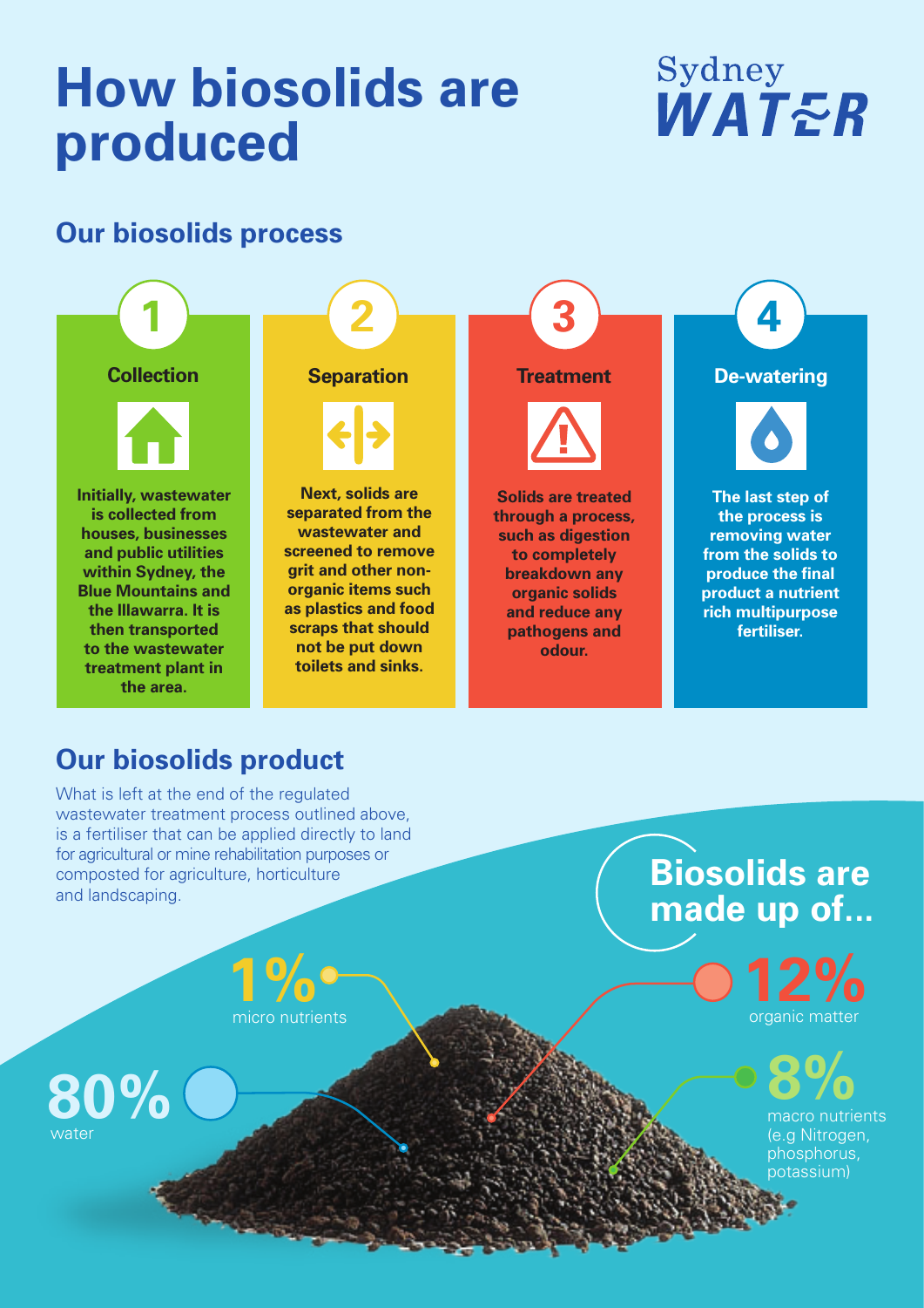# How biosolids are produced

Sydney WATER

## Our biosolids process

### 1 Collection

**Initially, wastewater is collected from houses, businesses and public utilities within Sydney, the Blue Mountains and the Illawarra. It is then transported to the wastewater treatment plant in the area.**

### 2 Separation

**Next, solids are separated from the wastewater and screened to remove grit and other non-organic items such as plastics and food scraps that should not be put down toilets and sinks.**

### 3 Treatment

**Solids are treated through a process, such as digestion to completely breakdown any organic solids and reduce any pathogens and odour.**

### 4 De-watering

**The last step of the process is removing water from the solids to produce the final product a nutrient rich multipurpose fertiliser.**

## Our biosolids product

What is left at the end of the regulated wastewater treatment process outlined above, is a fertiliser that can be applied directly to land for agricultural or mine rehabilitation purposes or composted for agriculture, horticulture and landscaping.

## Biosolids are made up of...

- **80%** water
- **1%** micro nutrients
- **12%** organic matter
- **8%** macro nutrients (e.g Nitrogen, phosphorus, potassium)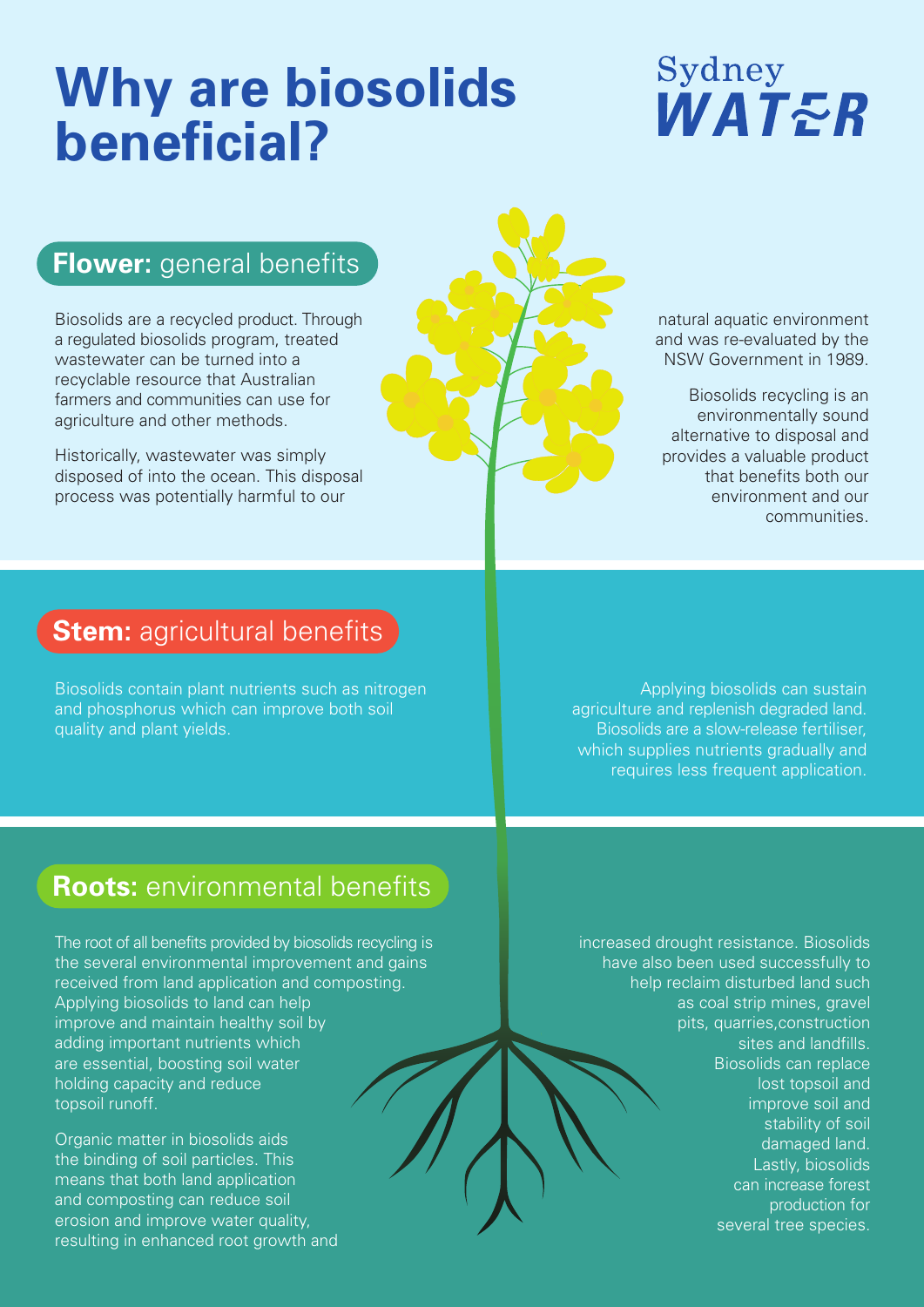# Why are biosolids beneficial?

Sydney WATER

## Flower: general benefits

Biosolids are a recycled product. Through a regulated biosolids program, treated wastewater can be turned into a recyclable resource that Australian farmers and communities can use for agriculture and other methods.

Historically, wastewater was simply disposed of into the ocean. This disposal process was potentially harmful to our natural aquatic environment and was re-evaluated by the NSW Government in 1989.

Biosolids recycling is an environmentally sound alternative to disposal and provides a valuable product that benefits both our environment and our communities.

## Stem: agricultural benefits

Biosolids contain plant nutrients such as nitrogen and phosphorus which can improve both soil quality and plant yields.

Applying biosolids can sustain agriculture and replenish degraded land. Biosolids are a slow-release fertiliser, which supplies nutrients gradually and requires less frequent application.

## Roots: environmental benefits

The root of all benefits provided by biosolids recycling is the several environmental improvement and gains received from land application and composting. Applying biosolids to land can help improve and maintain healthy soil by adding important nutrients which are essential, boosting soil water holding capacity and reduce topsoil runoff.

Organic matter in biosolids aids the binding of soil particles. This means that both land application and composting can reduce soil erosion and improve water quality, resulting in enhanced root growth and increased drought resistance. Biosolids have also been used successfully to help reclaim disturbed land such as coal strip mines, gravel pits, quarries,construction sites and landfills. Biosolids can replace lost topsoil and improve soil and stability of soil damaged land. Lastly, biosolids can increase forest production for several tree species.